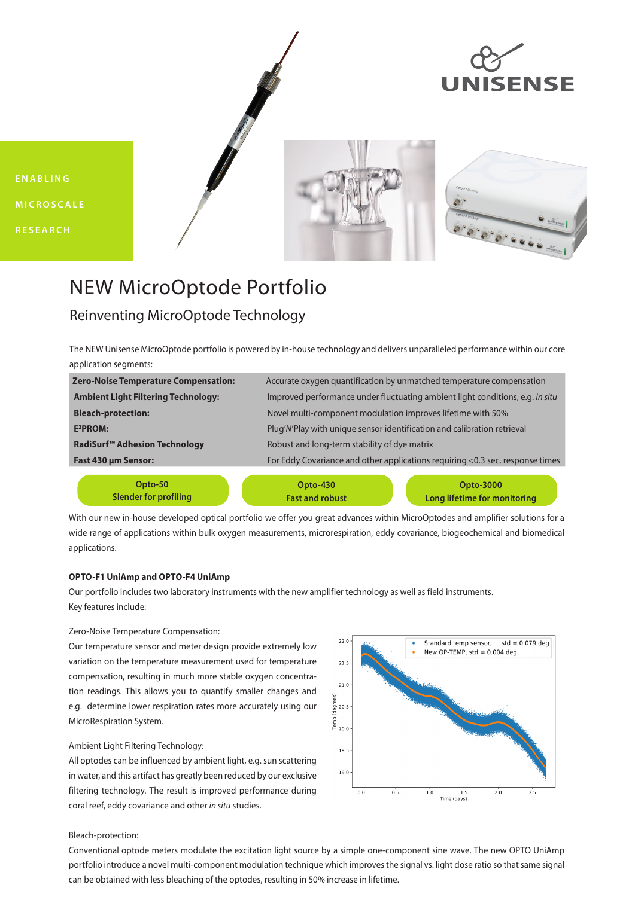UNISENSE

ENABLING

MICROSCALE

RESEARCH

# NEW MicroOptode Portfolio

## Reinventing MicroOptode Technology

The NEW Unisense MicroOptode portfolio is powered by in-house technology and delivers unparalleled performance within our core application segments:

| | |
|---|---|
| **Zero-Noise Temperature Compensation:** | Accurate oxygen quantification by unmatched temperature compensation |
| **Ambient Light Filtering Technology:** | Improved performance under fluctuating ambient light conditions, e.g. *in situ* |
| **Bleach-protection:** | Novel multi-component modulation improves lifetime with 50% |
| **E²PROM:** | Plug'N'Play with unique sensor identification and calibration retrieval |
| **RadiSurf™ Adhesion Technology** | Robust and long-term stability of dye matrix |
| **Fast 430 µm Sensor:** | For Eddy Covariance and other applications requiring <0.3 sec. response times |

Opto-50
Slender for profiling

Opto-430
Fast and robust

Opto-3000
Long lifetime for monitoring

With our new in-house developed optical portfolio we offer you great advances within MicroOptodes and microsensor solutions for a wide range of applications within bulk oxygen measurements, microrespiration, eddy covariance, biogeochemical and biomedical applications.

**OPTO-F1 UniAmp and OPTO-F4 UniAmp**

Our portfolio includes two laboratory instruments with the new amplifier technology as well as field instruments.
Key features include:

Zero-Noise Temperature Compensation:
Our temperature sensor and meter design provide extremely low variation on the temperature measurement used for temperature compensation, resulting in much more stable oxygen concentration readings. This allows you to quantify smaller changes and e.g. determine lower respiration rates more accurately using our MicroRespiration System.

Standard temp sensor, std = 0.079 deg
New OP-TEMP, std = 0.004 deg
Temp (degrees)
22.0
21.5
21.0
20.5
20.0
19.5
19.0
0.0
0.5
1.0
1.5
2.0
2.5
Time (days)

Ambient Light Filtering Technology:
All optodes can be influenced by ambient light, e.g. sun scattering in water, and this artifact has greatly been reduced by our exclusive filtering technology. The result is improved performance during coral reef, eddy covariance and other *in situ* studies.

Bleach-protection:
Conventional optode meters modulate the excitation light source by a simple one-component sine wave. The new OPTO UniAmp portfolio introduce a novel multi-component modulation technique which improves the signal vs. light dose ratio so that same signal can be obtained with less bleaching of the optodes, resulting in 50% increase in lifetime.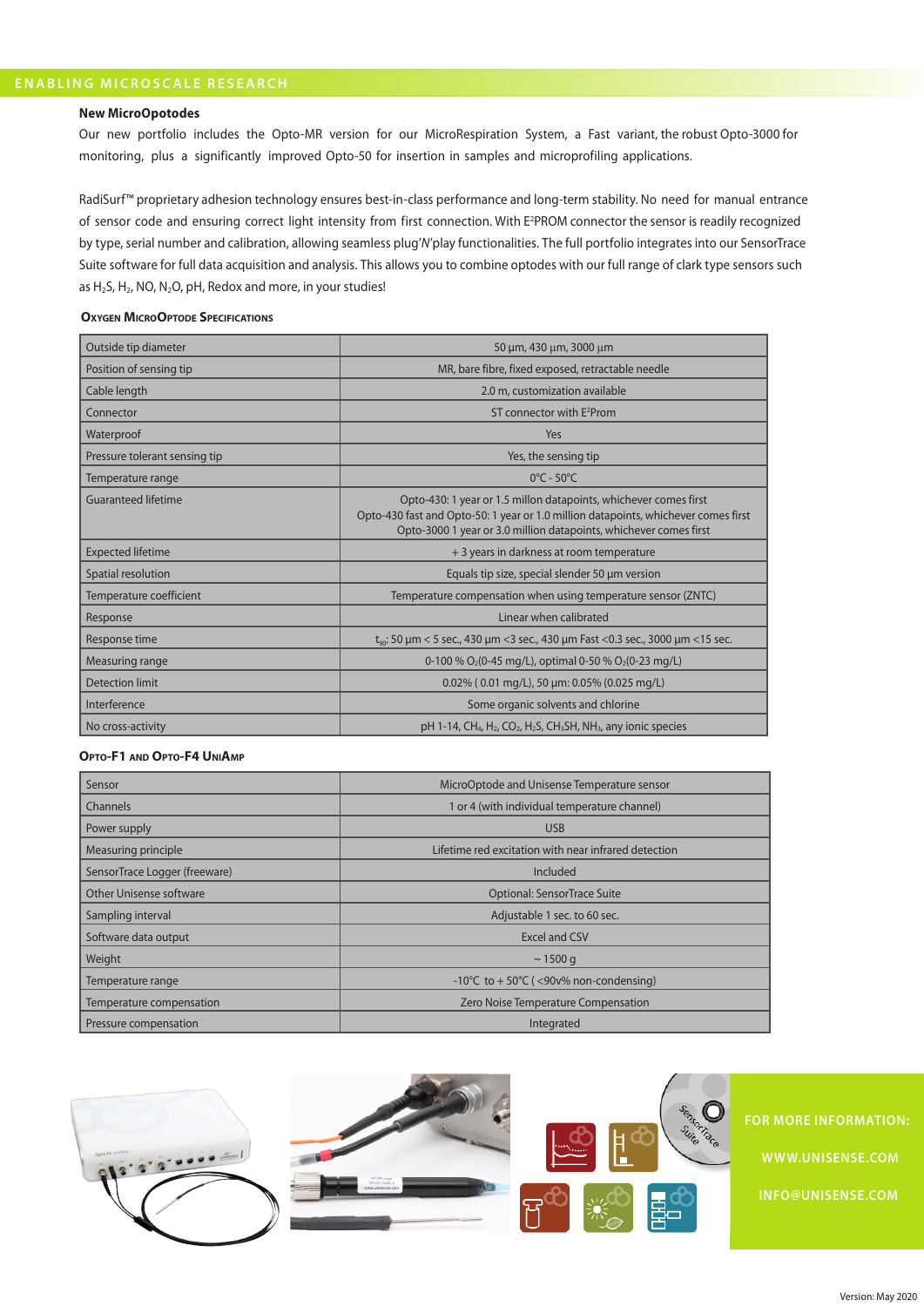ENABLING MICROSCALE RESEARCH

**New MicroOpotodes**

Our new portfolio includes the Opto-MR version for our MicroRespiration System, a Fast variant, the robust Opto-3000 for monitoring, plus a significantly improved Opto-50 for insertion in samples and microprofiling applications.

RadiSurf™ proprietary adhesion technology ensures best-in-class performance and long-term stability. No need for manual entrance of sensor code and ensuring correct light intensity from first connection. With $E^2$PROM connector the sensor is readily recognized by type, serial number and calibration, allowing seamless plug'*N*'play functionalities. The full portfolio integrates into our SensorTrace Suite software for full data acquisition and analysis. This allows you to combine optodes with our full range of clark type sensors such as $H_2S$, $H_2$, NO, $N_2O$, pH, Redox and more, in your studies!

### Oxygen MicroOptode Specifications

| | |
|---|---|
| Outside tip diameter | 50 µm, 430 µm, 3000 µm |
| Position of sensing tip | MR, bare fibre, fixed exposed, retractable needle |
| Cable length | 2.0 m, customization available |
| Connector | ST connector with $E^2$Prom |
| Waterproof | Yes |
| Pressure tolerant sensing tip | Yes, the sensing tip |
| Temperature range | 0°C - 50°C |
| Guaranteed lifetime | Opto-430: 1 year or 1.5 millon datapoints, whichever comes first<br>Opto-430 fast and Opto-50: 1 year or 1.0 million datapoints, whichever comes first<br>Opto-3000 1 year or 3.0 million datapoints, whichever comes first |
| Expected lifetime | + 3 years in darkness at room temperature |
| Spatial resolution | Equals tip size, special slender 50 µm version |
| Temperature coefficient | Temperature compensation when using temperature sensor (ZNTC) |
| Response | Linear when calibrated |
| Response time | $t_{90}$: 50 µm < 5 sec., 430 µm <3 sec., 430 µm Fast <0.3 sec., 3000 µm <15 sec. |
| Measuring range | 0-100 % $O_2$(0-45 mg/L), optimal 0-50 % $O_2$(0-23 mg/L) |
| Detection limit | 0.02% ( 0.01 mg/L), 50 µm: 0.05% (0.025 mg/L) |
| Interference | Some organic solvents and chlorine |
| No cross-activity | pH 1-14, $CH_4$, $H_2$, $CO_2$, $H_2S$, $CH_3SH$, $NH_3$, any ionic species |

### Opto-F1 and Opto-F4 UniAmp

| | |
|---|---|
| Sensor | MicroOptode and Unisense Temperature sensor |
| Channels | 1 or 4 (with individual temperature channel) |
| Power supply | USB |
| Measuring principle | Lifetime red excitation with near infrared detection |
| SensorTrace Logger (freeware) | Included |
| Other Unisense software | Optional: SensorTrace Suite |
| Sampling interval | Adjustable 1 sec. to 60 sec. |
| Software data output | Excel and CSV |
| Weight | ~ 1500 g |
| Temperature range | -10°C to + 50°C ( <90v% non-condensing) |
| Temperature compensation | Zero Noise Temperature Compensation |
| Pressure compensation | Integrated |

FOR MORE INFORMATION:

WWW.UNISENSE.COM

INFO@UNISENSE.COM

Version: May 2020